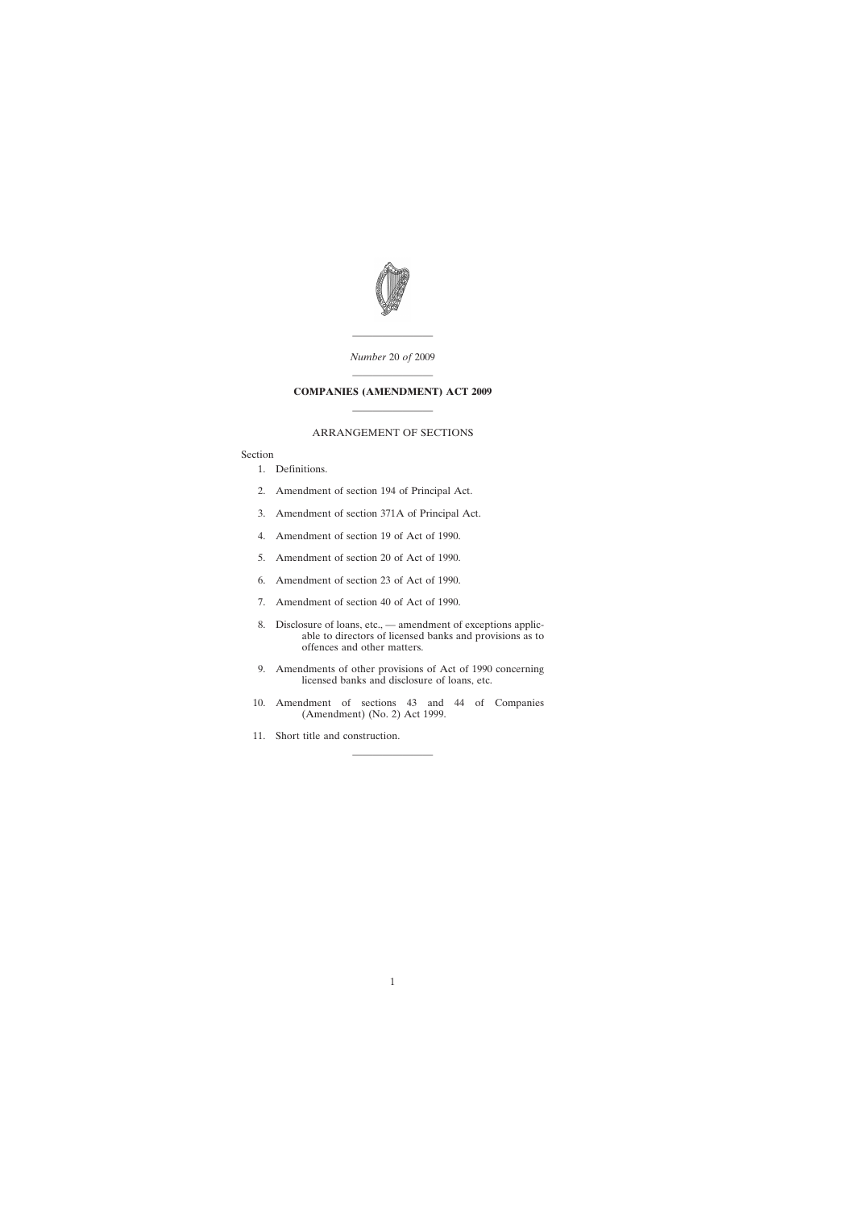---

*Number* 20 *of* 2009

---

# COMPANIES (AMENDMENT) ACT 2009

---

## ARRANGEMENT OF SECTIONS

Section

1. Definitions.
2. Amendment of section 194 of Principal Act.
3. Amendment of section 371A of Principal Act.
4. Amendment of section 19 of Act of 1990.
5. Amendment of section 20 of Act of 1990.
6. Amendment of section 23 of Act of 1990.
7. Amendment of section 40 of Act of 1990.
8. Disclosure of loans, etc., — amendment of exceptions applicable to directors of licensed banks and provisions as to offences and other matters.
9. Amendments of other provisions of Act of 1990 concerning licensed banks and disclosure of loans, etc.
10. Amendment of sections 43 and 44 of Companies (Amendment) (No. 2) Act 1999.
11. Short title and construction.

---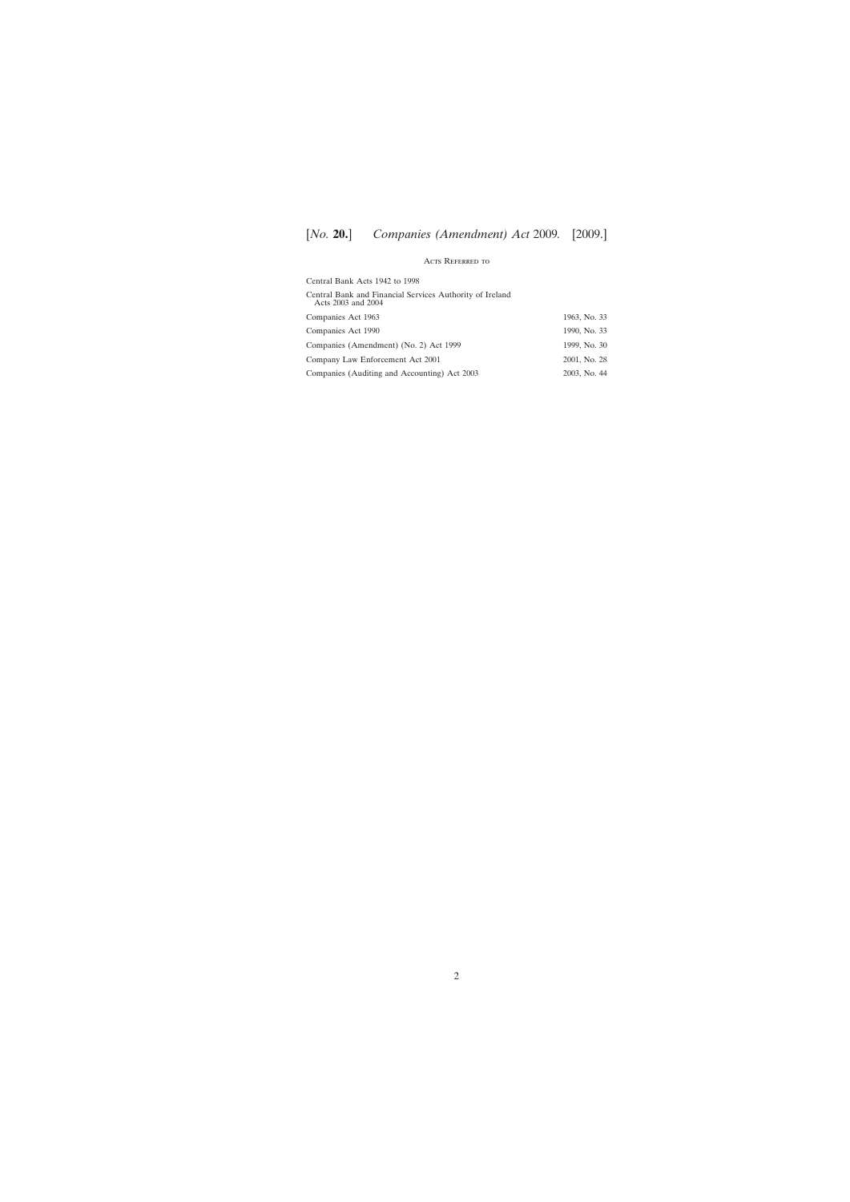## Acts Referred to

| | |
|---|---|
| Central Bank Acts 1942 to 1998 | |
| Central Bank and Financial Services Authority of Ireland Acts 2003 and 2004 | |
| Companies Act 1963 | 1963, No. 33 |
| Companies Act 1990 | 1990, No. 33 |
| Companies (Amendment) (No. 2) Act 1999 | 1999, No. 30 |
| Company Law Enforcement Act 2001 | 2001, No. 28 |
| Companies (Auditing and Accounting) Act 2003 | 2003, No. 44 |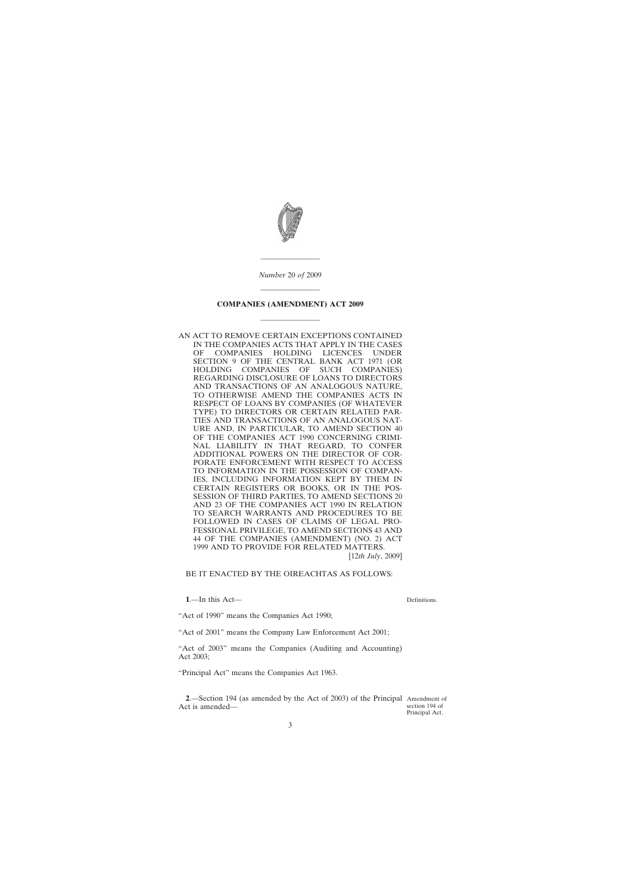*Number* 20 *of* 2009

**COMPANIES (AMENDMENT) ACT 2009**

AN ACT TO REMOVE CERTAIN EXCEPTIONS CONTAINED IN THE COMPANIES ACTS THAT APPLY IN THE CASES OF COMPANIES HOLDING LICENCES UNDER SECTION 9 OF THE CENTRAL BANK ACT 1971 (OR HOLDING COMPANIES OF SUCH COMPANIES) REGARDING DISCLOSURE OF LOANS TO DIRECTORS AND TRANSACTIONS OF AN ANALOGOUS NATURE, TO OTHERWISE AMEND THE COMPANIES ACTS IN RESPECT OF LOANS BY COMPANIES (OF WHATEVER TYPE) TO DIRECTORS OR CERTAIN RELATED PARTIES AND TRANSACTIONS OF AN ANALOGOUS NATURE AND, IN PARTICULAR, TO AMEND SECTION 40 OF THE COMPANIES ACT 1990 CONCERNING CRIMINAL LIABILITY IN THAT REGARD, TO CONFER ADDITIONAL POWERS ON THE DIRECTOR OF CORPORATE ENFORCEMENT WITH RESPECT TO ACCESS TO INFORMATION IN THE POSSESSION OF COMPANIES, INCLUDING INFORMATION KEPT BY THEM IN CERTAIN REGISTERS OR BOOKS, OR IN THE POSSESSION OF THIRD PARTIES, TO AMEND SECTIONS 20 AND 23 OF THE COMPANIES ACT 1990 IN RELATION TO SEARCH WARRANTS AND PROCEDURES TO BE FOLLOWED IN CASES OF CLAIMS OF LEGAL PROFESSIONAL PRIVILEGE, TO AMEND SECTIONS 43 AND 44 OF THE COMPANIES (AMENDMENT) (NO. 2) ACT 1999 AND TO PROVIDE FOR RELATED MATTERS.

[12*th July*, 2009]

BE IT ENACTED BY THE OIREACHTAS AS FOLLOWS:

Definitions.

**1**.—In this Act—

"Act of 1990" means the Companies Act 1990;

"Act of 2001" means the Company Law Enforcement Act 2001;

"Act of 2003" means the Companies (Auditing and Accounting) Act 2003;

"Principal Act" means the Companies Act 1963.

Amendment of section 194 of Principal Act.

**2**.—Section 194 (as amended by the Act of 2003) of the Principal Act is amended—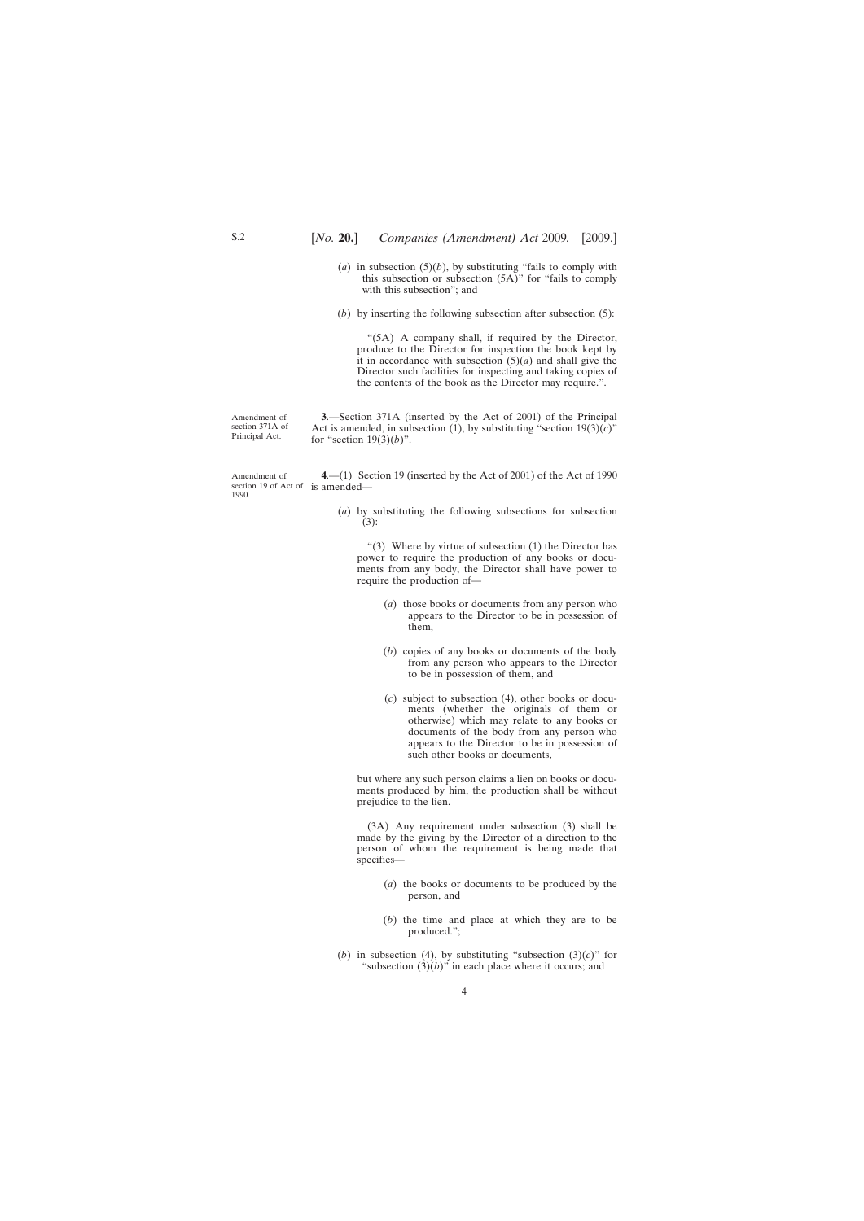(*a*) in subsection (5)(*b*), by substituting "fails to comply with this subsection or subsection (5A)" for "fails to comply with this subsection"; and

(*b*) by inserting the following subsection after subsection (5):

"(5A) A company shall, if required by the Director, produce to the Director for inspection the book kept by it in accordance with subsection (5)(*a*) and shall give the Director such facilities for inspecting and taking copies of the contents of the book as the Director may require.".

Amendment of section 371A of Principal Act.

**3**.—Section 371A (inserted by the Act of 2001) of the Principal Act is amended, in subsection (1), by substituting "section 19(3)(*c*)" for "section 19(3)(*b*)".

Amendment of section 19 of Act of 1990.

**4**.—(1) Section 19 (inserted by the Act of 2001) of the Act of 1990 is amended—

(*a*) by substituting the following subsections for subsection (3):

"(3) Where by virtue of subsection (1) the Director has power to require the production of any books or documents from any body, the Director shall have power to require the production of—

(*a*) those books or documents from any person who appears to the Director to be in possession of them,

(*b*) copies of any books or documents of the body from any person who appears to the Director to be in possession of them, and

(*c*) subject to subsection (4), other books or documents (whether the originals of them or otherwise) which may relate to any books or documents of the body from any person who appears to the Director to be in possession of such other books or documents,

but where any such person claims a lien on books or documents produced by him, the production shall be without prejudice to the lien.

(3A) Any requirement under subsection (3) shall be made by the giving by the Director of a direction to the person of whom the requirement is being made that specifies—

(*a*) the books or documents to be produced by the person, and

(*b*) the time and place at which they are to be produced.";

(*b*) in subsection (4), by substituting "subsection (3)(*c*)" for "subsection (3)(*b*)" in each place where it occurs; and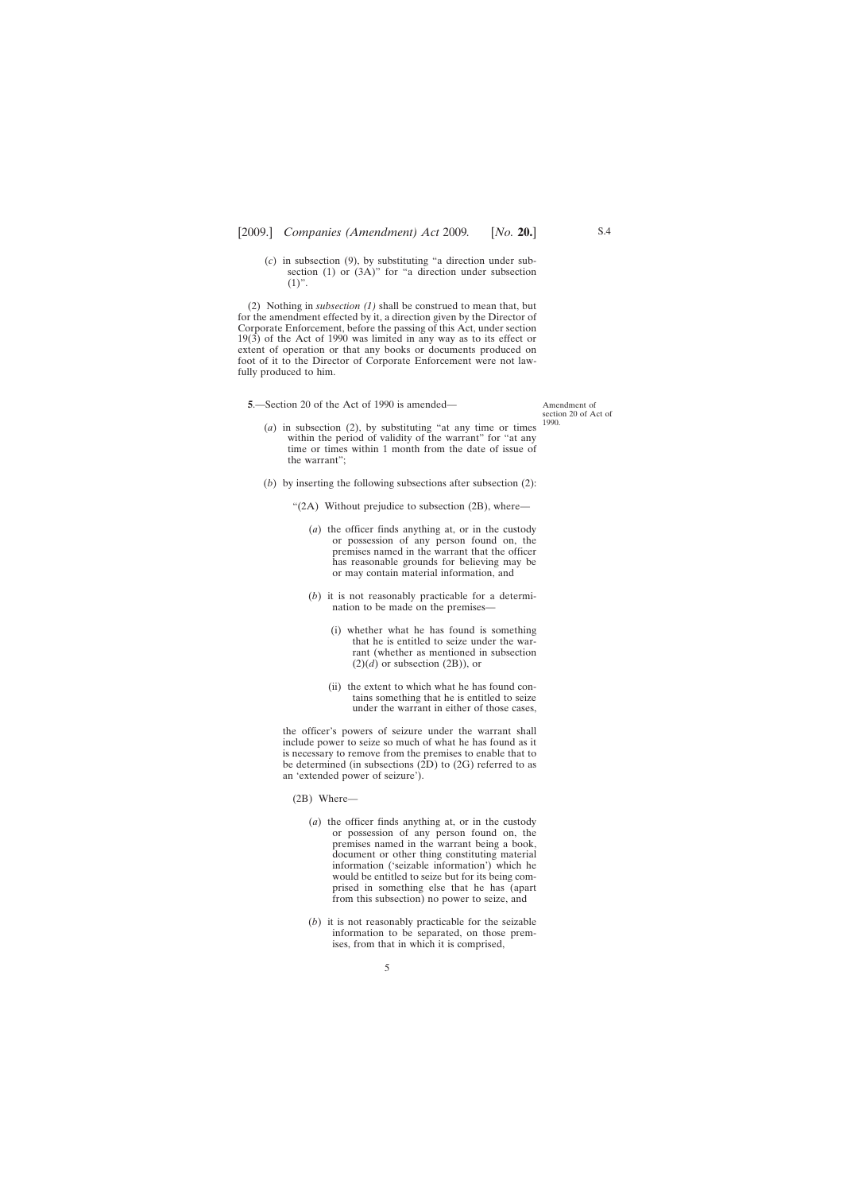(*c*) in subsection (9), by substituting "a direction under subsection (1) or (3A)" for "a direction under subsection (1)".

(2) Nothing in *subsection (1)* shall be construed to mean that, but for the amendment effected by it, a direction given by the Director of Corporate Enforcement, before the passing of this Act, under section 19(3) of the Act of 1990 was limited in any way as to its effect or extent of operation or that any books or documents produced on foot of it to the Director of Corporate Enforcement were not lawfully produced to him.

**5**.—Section 20 of the Act of 1990 is amended—

Amendment of section 20 of Act of 1990.

(*a*) in subsection (2), by substituting "at any time or times within the period of validity of the warrant" for "at any time or times within 1 month from the date of issue of the warrant";

(*b*) by inserting the following subsections after subsection (2):

"(2A) Without prejudice to subsection (2B), where—

(*a*) the officer finds anything at, or in the custody or possession of any person found on, the premises named in the warrant that the officer has reasonable grounds for believing may be or may contain material information, and

(*b*) it is not reasonably practicable for a determination to be made on the premises—

(i) whether what he has found is something that he is entitled to seize under the warrant (whether as mentioned in subsection (2)(*d*) or subsection (2B)), or

(ii) the extent to which what he has found contains something that he is entitled to seize under the warrant in either of those cases,

the officer's powers of seizure under the warrant shall include power to seize so much of what he has found as it is necessary to remove from the premises to enable that to be determined (in subsections (2D) to (2G) referred to as an 'extended power of seizure').

(2B) Where—

(*a*) the officer finds anything at, or in the custody or possession of any person found on, the premises named in the warrant being a book, document or other thing constituting material information ('seizable information') which he would be entitled to seize but for its being comprised in something else that he has (apart from this subsection) no power to seize, and

(*b*) it is not reasonably practicable for the seizable information to be separated, on those premises, from that in which it is comprised,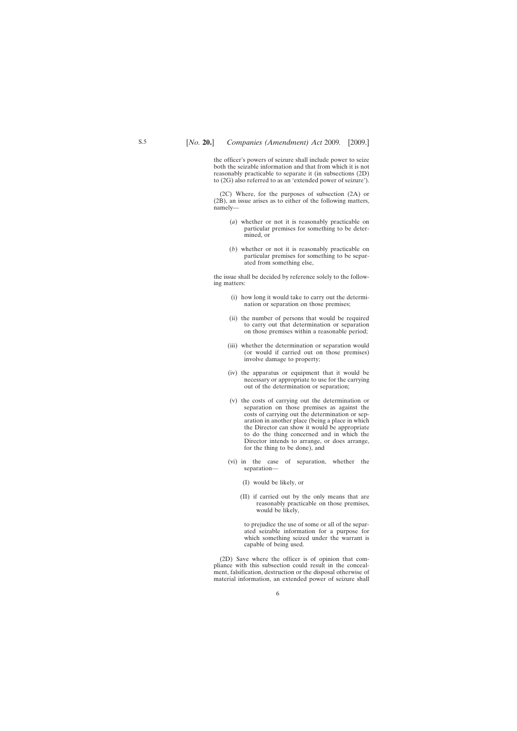the officer's powers of seizure shall include power to seize both the seizable information and that from which it is not reasonably practicable to separate it (in subsections (2D) to (2G) also referred to as an 'extended power of seizure').

(2C) Where, for the purposes of subsection (2A) or (2B), an issue arises as to either of the following matters, namely—

(*a*) whether or not it is reasonably practicable on particular premises for something to be determined, or

(*b*) whether or not it is reasonably practicable on particular premises for something to be separated from something else,

the issue shall be decided by reference solely to the following matters:

(i) how long it would take to carry out the determination or separation on those premises;

(ii) the number of persons that would be required to carry out that determination or separation on those premises within a reasonable period;

(iii) whether the determination or separation would (or would if carried out on those premises) involve damage to property;

(iv) the apparatus or equipment that it would be necessary or appropriate to use for the carrying out of the determination or separation;

(v) the costs of carrying out the determination or separation on those premises as against the costs of carrying out the determination or separation in another place (being a place in which the Director can show it would be appropriate to do the thing concerned and in which the Director intends to arrange, or does arrange, for the thing to be done), and

(vi) in the case of separation, whether the separation—

(I) would be likely, or

(II) if carried out by the only means that are reasonably practicable on those premises, would be likely,

to prejudice the use of some or all of the separated seizable information for a purpose for which something seized under the warrant is capable of being used.

(2D) Save where the officer is of opinion that compliance with this subsection could result in the concealment, falsification, destruction or the disposal otherwise of material information, an extended power of seizure shall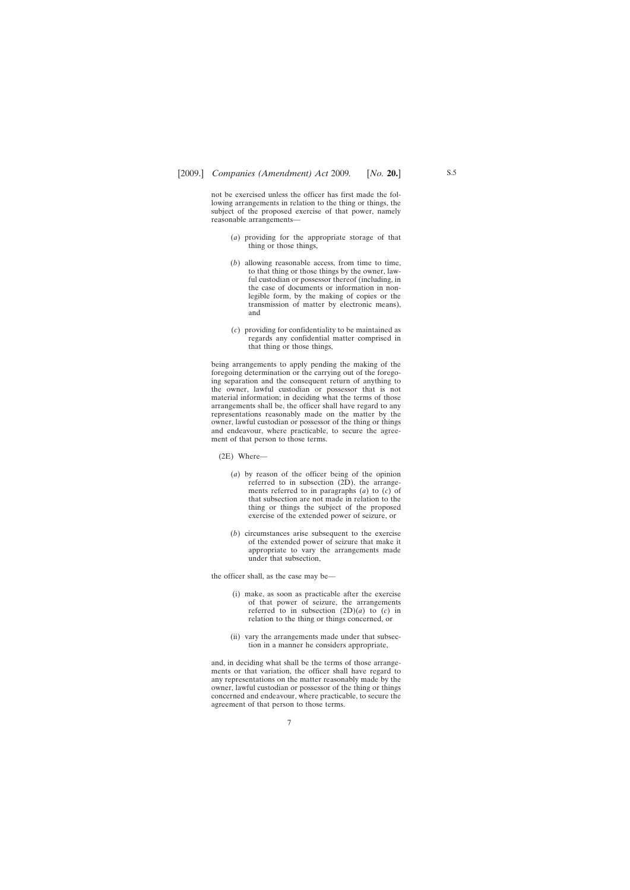not be exercised unless the officer has first made the following arrangements in relation to the thing or things, the subject of the proposed exercise of that power, namely reasonable arrangements—

(*a*) providing for the appropriate storage of that thing or those things,

(*b*) allowing reasonable access, from time to time, to that thing or those things by the owner, lawful custodian or possessor thereof (including, in the case of documents or information in non-legible form, by the making of copies or the transmission of matter by electronic means), and

(*c*) providing for confidentiality to be maintained as regards any confidential matter comprised in that thing or those things,

being arrangements to apply pending the making of the foregoing determination or the carrying out of the foregoing separation and the consequent return of anything to the owner, lawful custodian or possessor that is not material information; in deciding what the terms of those arrangements shall be, the officer shall have regard to any representations reasonably made on the matter by the owner, lawful custodian or possessor of the thing or things and endeavour, where practicable, to secure the agreement of that person to those terms.

(2E) Where—

(*a*) by reason of the officer being of the opinion referred to in subsection (2D), the arrangements referred to in paragraphs (*a*) to (*c*) of that subsection are not made in relation to the thing or things the subject of the proposed exercise of the extended power of seizure, or

(*b*) circumstances arise subsequent to the exercise of the extended power of seizure that make it appropriate to vary the arrangements made under that subsection,

the officer shall, as the case may be—

(i) make, as soon as practicable after the exercise of that power of seizure, the arrangements referred to in subsection (2D)(*a*) to (*c*) in relation to the thing or things concerned, or

(ii) vary the arrangements made under that subsection in a manner he considers appropriate,

and, in deciding what shall be the terms of those arrangements or that variation, the officer shall have regard to any representations on the matter reasonably made by the owner, lawful custodian or possessor of the thing or things concerned and endeavour, where practicable, to secure the agreement of that person to those terms.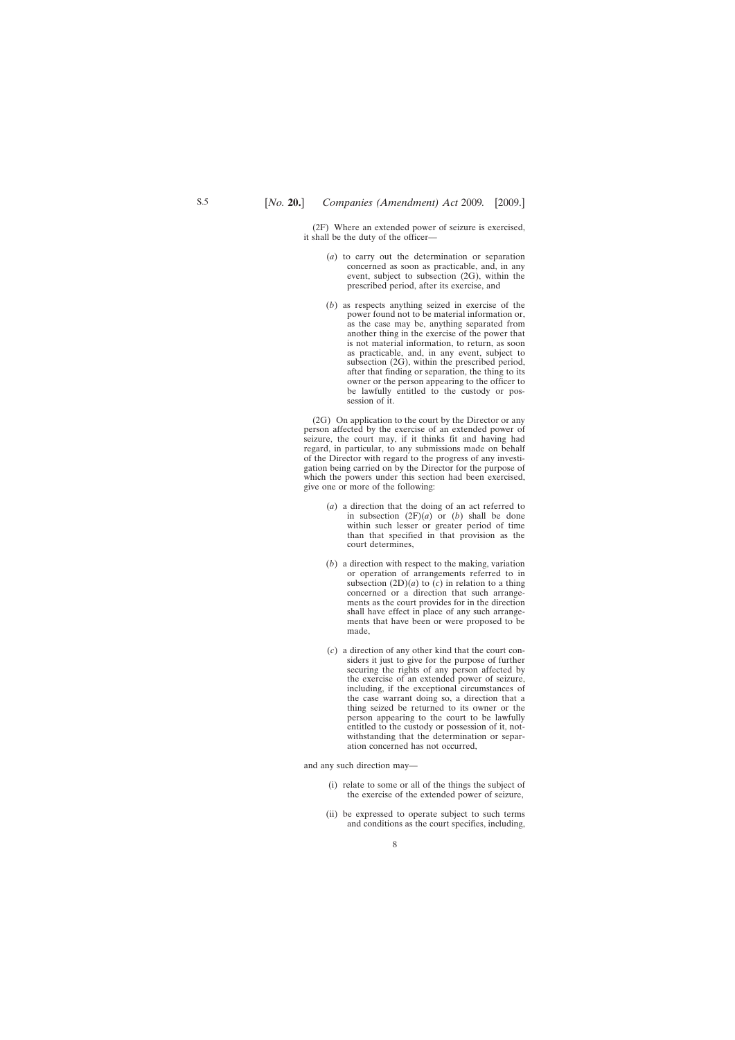(2F) Where an extended power of seizure is exercised, it shall be the duty of the officer—

(*a*) to carry out the determination or separation concerned as soon as practicable, and, in any event, subject to subsection (2G), within the prescribed period, after its exercise, and

(*b*) as respects anything seized in exercise of the power found not to be material information or, as the case may be, anything separated from another thing in the exercise of the power that is not material information, to return, as soon as practicable, and, in any event, subject to subsection (2G), within the prescribed period, after that finding or separation, the thing to its owner or the person appearing to the officer to be lawfully entitled to the custody or possession of it.

(2G) On application to the court by the Director or any person affected by the exercise of an extended power of seizure, the court may, if it thinks fit and having had regard, in particular, to any submissions made on behalf of the Director with regard to the progress of any investigation being carried on by the Director for the purpose of which the powers under this section had been exercised, give one or more of the following:

(*a*) a direction that the doing of an act referred to in subsection (2F)(*a*) or (*b*) shall be done within such lesser or greater period of time than that specified in that provision as the court determines,

(*b*) a direction with respect to the making, variation or operation of arrangements referred to in subsection (2D)(*a*) to (*c*) in relation to a thing concerned or a direction that such arrangements as the court provides for in the direction shall have effect in place of any such arrangements that have been or were proposed to be made,

(*c*) a direction of any other kind that the court considers it just to give for the purpose of further securing the rights of any person affected by the exercise of an extended power of seizure, including, if the exceptional circumstances of the case warrant doing so, a direction that a thing seized be returned to its owner or the person appearing to the court to be lawfully entitled to the custody or possession of it, notwithstanding that the determination or separation concerned has not occurred,

and any such direction may—

(i) relate to some or all of the things the subject of the exercise of the extended power of seizure,

(ii) be expressed to operate subject to such terms and conditions as the court specifies, including,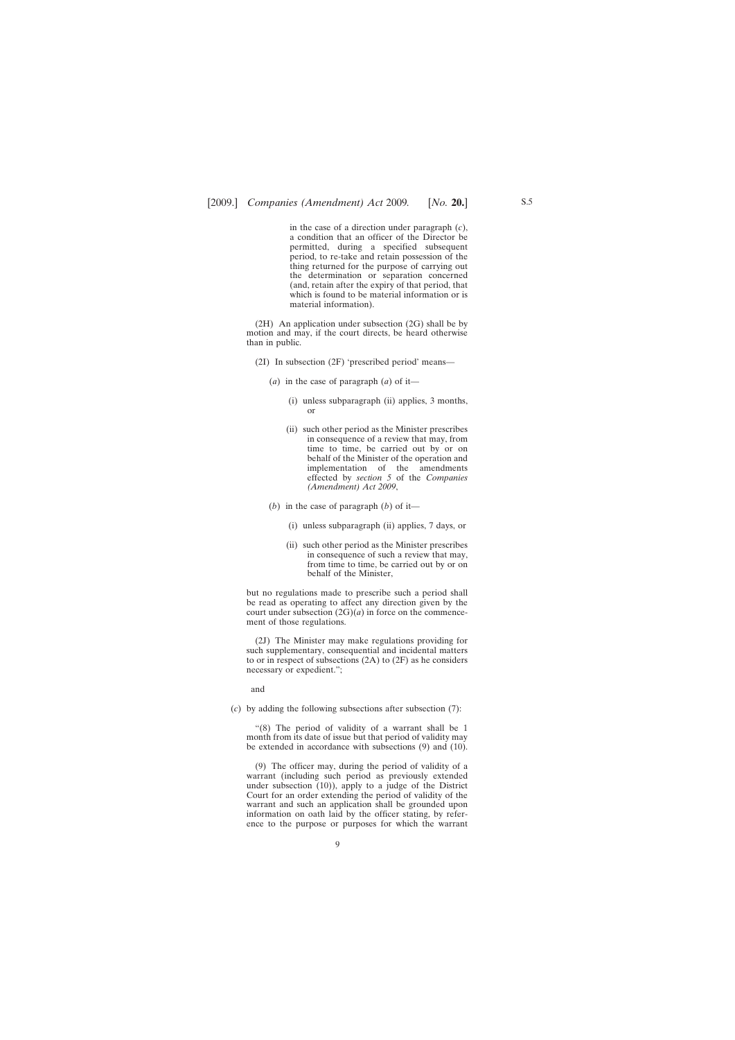in the case of a direction under paragraph (*c*), a condition that an officer of the Director be permitted, during a specified subsequent period, to re-take and retain possession of the thing returned for the purpose of carrying out the determination or separation concerned (and, retain after the expiry of that period, that which is found to be material information or is material information).

(2H) An application under subsection (2G) shall be by motion and may, if the court directs, be heard otherwise than in public.

(2I) In subsection (2F) 'prescribed period' means—

(*a*) in the case of paragraph (*a*) of it—

(i) unless subparagraph (ii) applies, 3 months, or

(ii) such other period as the Minister prescribes in consequence of a review that may, from time to time, be carried out by or on behalf of the Minister of the operation and implementation of the amendments effected by *section 5* of the *Companies (Amendment) Act 2009*,

(*b*) in the case of paragraph (*b*) of it—

(i) unless subparagraph (ii) applies, 7 days, or

(ii) such other period as the Minister prescribes in consequence of such a review that may, from time to time, be carried out by or on behalf of the Minister,

but no regulations made to prescribe such a period shall be read as operating to affect any direction given by the court under subsection (2G)(*a*) in force on the commencement of those regulations.

(2J) The Minister may make regulations providing for such supplementary, consequential and incidental matters to or in respect of subsections (2A) to (2F) as he considers necessary or expedient.";

and

(*c*) by adding the following subsections after subsection (7):

"(8) The period of validity of a warrant shall be 1 month from its date of issue but that period of validity may be extended in accordance with subsections (9) and (10).

(9) The officer may, during the period of validity of a warrant (including such period as previously extended under subsection (10)), apply to a judge of the District Court for an order extending the period of validity of the warrant and such an application shall be grounded upon information on oath laid by the officer stating, by reference to the purpose or purposes for which the warrant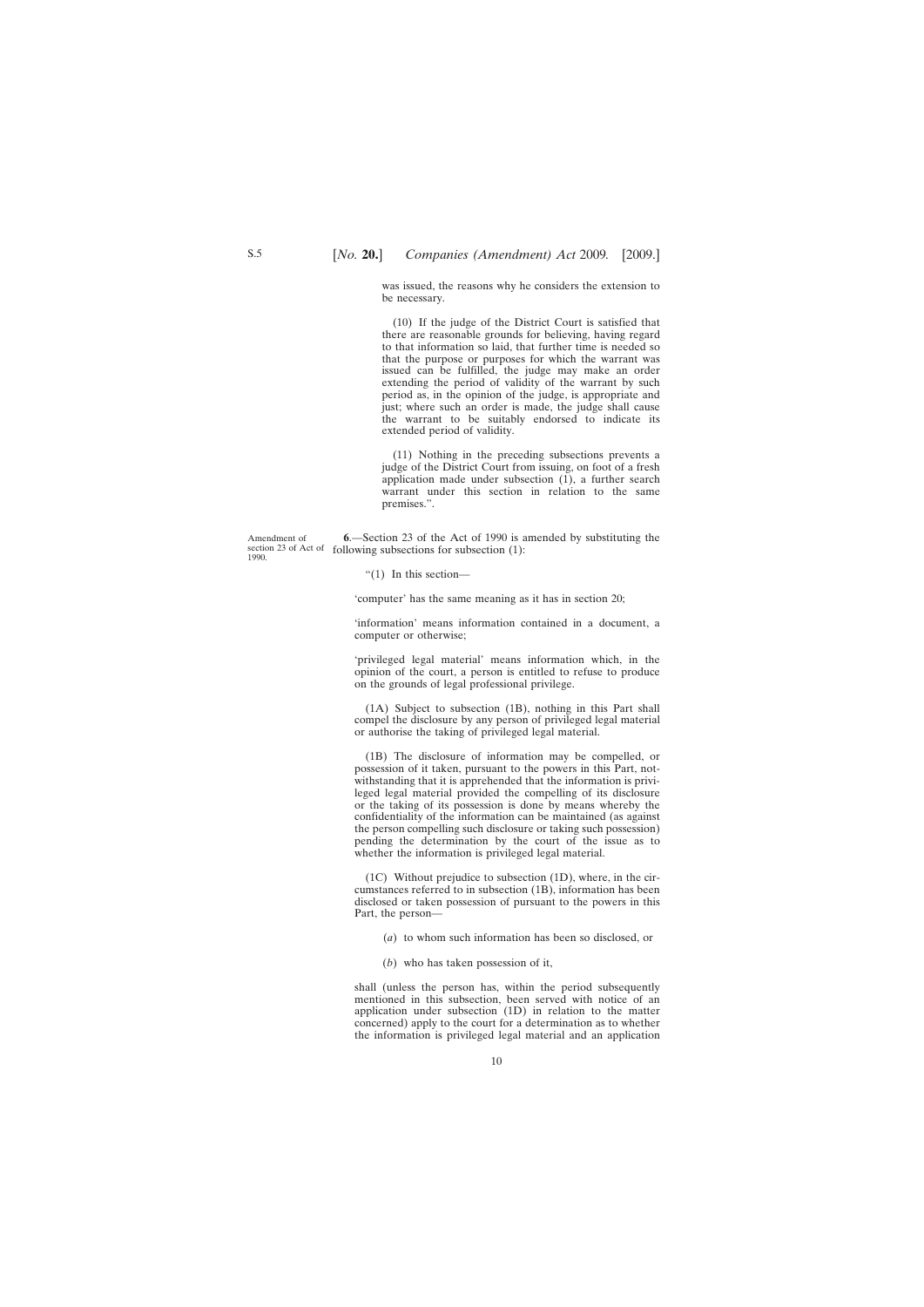was issued, the reasons why he considers the extension to be necessary.

(10) If the judge of the District Court is satisfied that there are reasonable grounds for believing, having regard to that information so laid, that further time is needed so that the purpose or purposes for which the warrant was issued can be fulfilled, the judge may make an order extending the period of validity of the warrant by such period as, in the opinion of the judge, is appropriate and just; where such an order is made, the judge shall cause the warrant to be suitably endorsed to indicate its extended period of validity.

(11) Nothing in the preceding subsections prevents a judge of the District Court from issuing, on foot of a fresh application made under subsection (1), a further search warrant under this section in relation to the same premises.".

Amendment of section 23 of Act of 1990.

**6**.—Section 23 of the Act of 1990 is amended by substituting the following subsections for subsection (1):

"(1) In this section—

'computer' has the same meaning as it has in section 20;

'information' means information contained in a document, a computer or otherwise;

'privileged legal material' means information which, in the opinion of the court, a person is entitled to refuse to produce on the grounds of legal professional privilege.

(1A) Subject to subsection (1B), nothing in this Part shall compel the disclosure by any person of privileged legal material or authorise the taking of privileged legal material.

(1B) The disclosure of information may be compelled, or possession of it taken, pursuant to the powers in this Part, notwithstanding that it is apprehended that the information is privileged legal material provided the compelling of its disclosure or the taking of its possession is done by means whereby the confidentiality of the information can be maintained (as against the person compelling such disclosure or taking such possession) pending the determination by the court of the issue as to whether the information is privileged legal material.

(1C) Without prejudice to subsection (1D), where, in the circumstances referred to in subsection (1B), information has been disclosed or taken possession of pursuant to the powers in this Part, the person—

(*a*) to whom such information has been so disclosed, or

(*b*) who has taken possession of it,

shall (unless the person has, within the period subsequently mentioned in this subsection, been served with notice of an application under subsection (1D) in relation to the matter concerned) apply to the court for a determination as to whether the information is privileged legal material and an application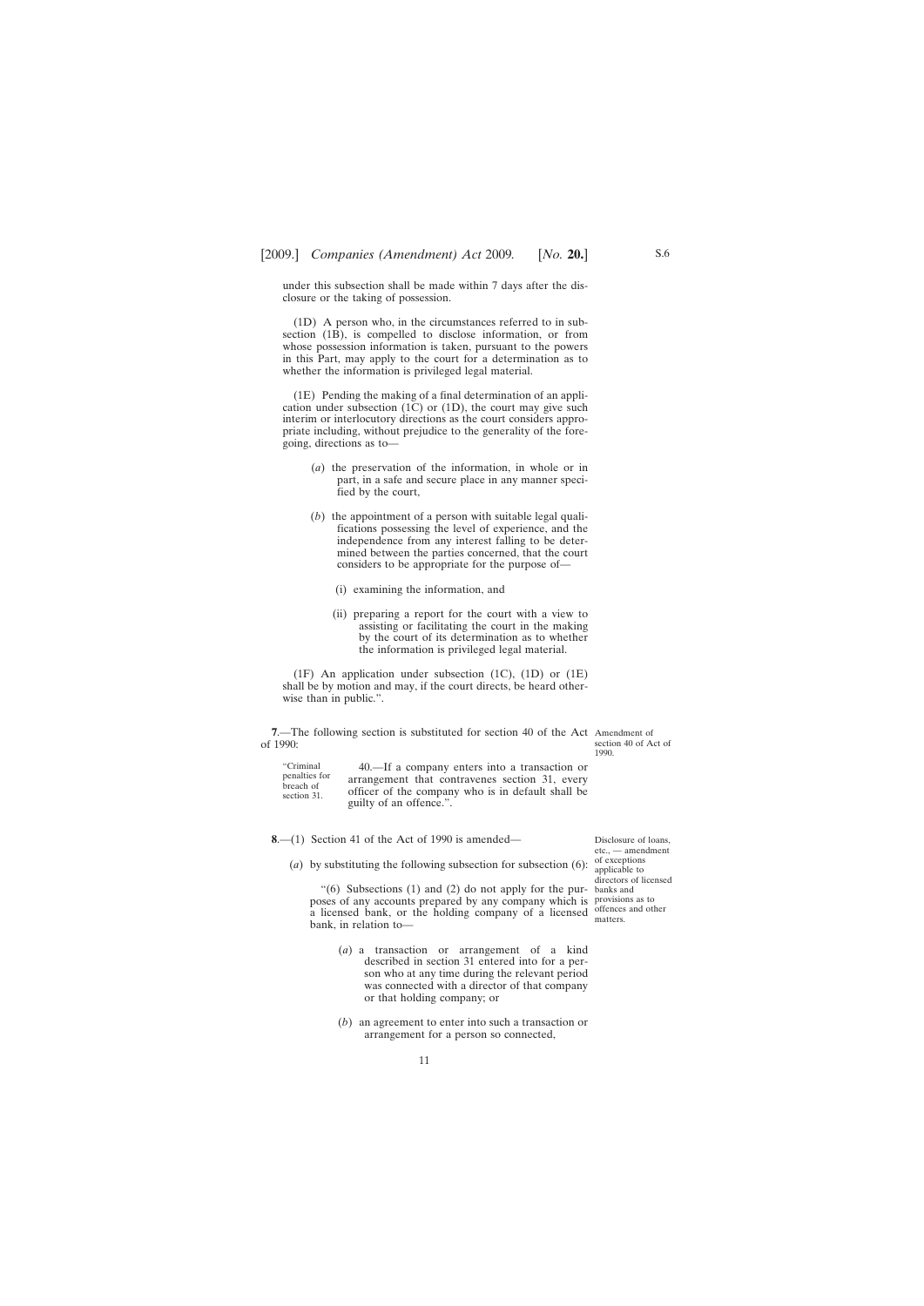under this subsection shall be made within 7 days after the disclosure or the taking of possession.

(1D) A person who, in the circumstances referred to in subsection (1B), is compelled to disclose information, or from whose possession information is taken, pursuant to the powers in this Part, may apply to the court for a determination as to whether the information is privileged legal material.

(1E) Pending the making of a final determination of an application under subsection (1C) or (1D), the court may give such interim or interlocutory directions as the court considers appropriate including, without prejudice to the generality of the foregoing, directions as to—

(*a*) the preservation of the information, in whole or in part, in a safe and secure place in any manner specified by the court,

(*b*) the appointment of a person with suitable legal qualifications possessing the level of experience, and the independence from any interest falling to be determined between the parties concerned, that the court considers to be appropriate for the purpose of—

(i) examining the information, and

(ii) preparing a report for the court with a view to assisting or facilitating the court in the making by the court of its determination as to whether the information is privileged legal material.

(1F) An application under subsection (1C), (1D) or (1E) shall be by motion and may, if the court directs, be heard otherwise than in public.".

*Amendment of section 40 of Act of 1990.*

**7**.—The following section is substituted for section 40 of the Act of 1990:

"*Criminal penalties for breach of section 31.*

40.—If a company enters into a transaction or arrangement that contravenes section 31, every officer of the company who is in default shall be guilty of an offence.".

*Disclosure of loans, etc., — amendment of exceptions applicable to directors of licensed banks and provisions as to offences and other matters.*

**8**.—(1) Section 41 of the Act of 1990 is amended—

(*a*) by substituting the following subsection for subsection (6):

"(6) Subsections (1) and (2) do not apply for the purposes of any accounts prepared by any company which is a licensed bank, or the holding company of a licensed bank, in relation to—

(*a*) a transaction or arrangement of a kind described in section 31 entered into for a person who at any time during the relevant period was connected with a director of that company or that holding company; or

(*b*) an agreement to enter into such a transaction or arrangement for a person so connected,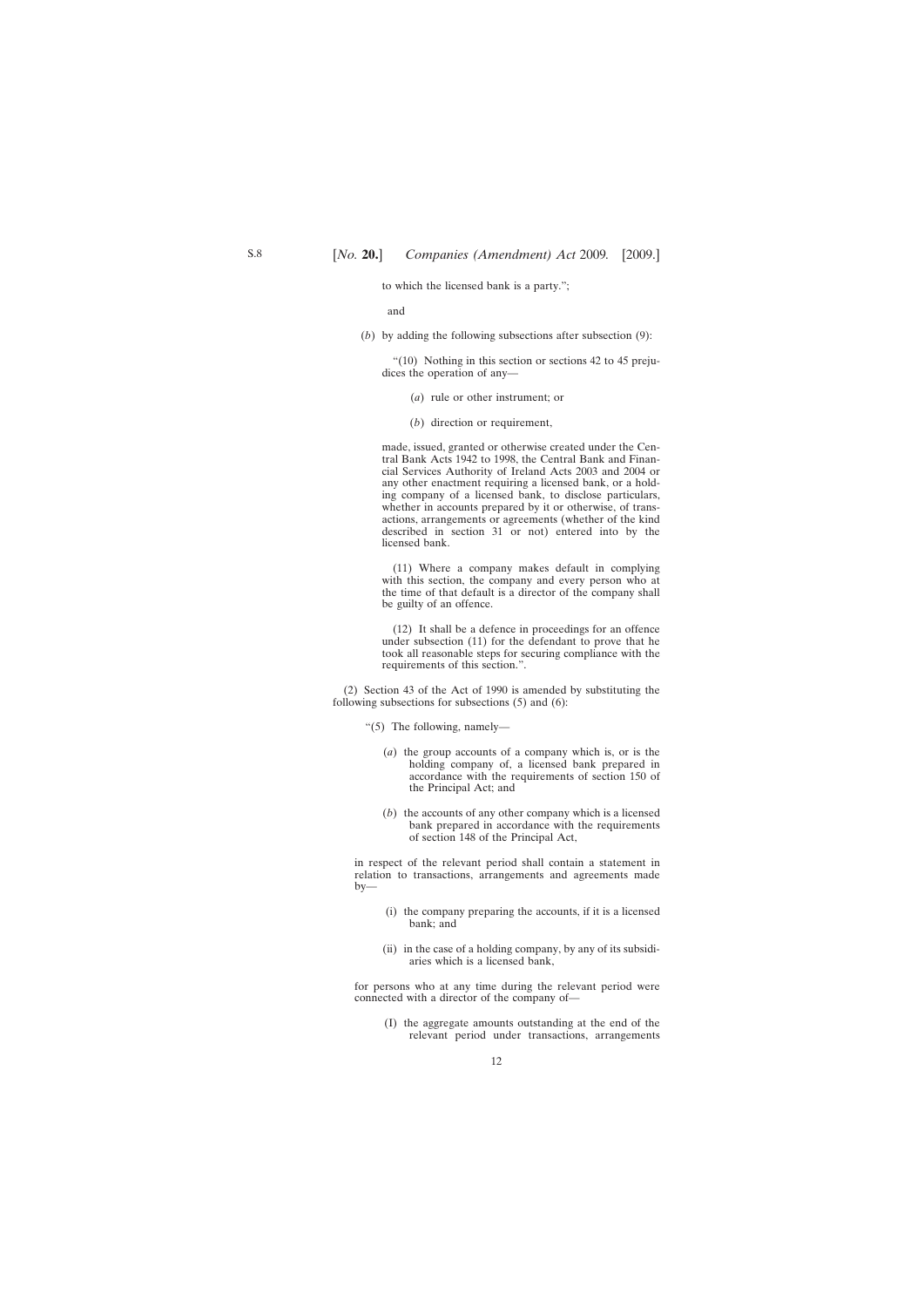to which the licensed bank is a party.";

and

(*b*) by adding the following subsections after subsection (9):

"(10) Nothing in this section or sections 42 to 45 prejudices the operation of any—

(*a*) rule or other instrument; or

(*b*) direction or requirement,

made, issued, granted or otherwise created under the Central Bank Acts 1942 to 1998, the Central Bank and Financial Services Authority of Ireland Acts 2003 and 2004 or any other enactment requiring a licensed bank, or a holding company of a licensed bank, to disclose particulars, whether in accounts prepared by it or otherwise, of transactions, arrangements or agreements (whether of the kind described in section 31 or not) entered into by the licensed bank.

(11) Where a company makes default in complying with this section, the company and every person who at the time of that default is a director of the company shall be guilty of an offence.

(12) It shall be a defence in proceedings for an offence under subsection (11) for the defendant to prove that he took all reasonable steps for securing compliance with the requirements of this section.".

(2) Section 43 of the Act of 1990 is amended by substituting the following subsections for subsections (5) and (6):

"(5) The following, namely—

(*a*) the group accounts of a company which is, or is the holding company of, a licensed bank prepared in accordance with the requirements of section 150 of the Principal Act; and

(*b*) the accounts of any other company which is a licensed bank prepared in accordance with the requirements of section 148 of the Principal Act,

in respect of the relevant period shall contain a statement in relation to transactions, arrangements and agreements made by—

(i) the company preparing the accounts, if it is a licensed bank; and

(ii) in the case of a holding company, by any of its subsidiaries which is a licensed bank,

for persons who at any time during the relevant period were connected with a director of the company of—

(I) the aggregate amounts outstanding at the end of the relevant period under transactions, arrangements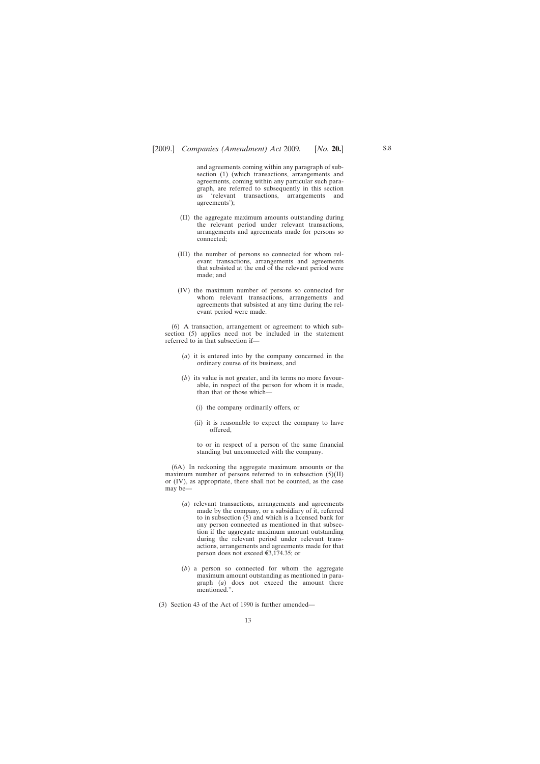and agreements coming within any paragraph of subsection (1) (which transactions, arrangements and agreements, coming within any particular such paragraph, are referred to subsequently in this section as 'relevant transactions, arrangements and agreements');

(II) the aggregate maximum amounts outstanding during the relevant period under relevant transactions, arrangements and agreements made for persons so connected;

(III) the number of persons so connected for whom relevant transactions, arrangements and agreements that subsisted at the end of the relevant period were made; and

(IV) the maximum number of persons so connected for whom relevant transactions, arrangements and agreements that subsisted at any time during the relevant period were made.

(6) A transaction, arrangement or agreement to which subsection (5) applies need not be included in the statement referred to in that subsection if—

(*a*) it is entered into by the company concerned in the ordinary course of its business, and

(*b*) its value is not greater, and its terms no more favourable, in respect of the person for whom it is made, than that or those which—

(i) the company ordinarily offers, or

(ii) it is reasonable to expect the company to have offered,

to or in respect of a person of the same financial standing but unconnected with the company.

(6A) In reckoning the aggregate maximum amounts or the maximum number of persons referred to in subsection (5)(II) or (IV), as appropriate, there shall not be counted, as the case may be—

(*a*) relevant transactions, arrangements and agreements made by the company, or a subsidiary of it, referred to in subsection (5) and which is a licensed bank for any person connected as mentioned in that subsection if the aggregate maximum amount outstanding during the relevant period under relevant transactions, arrangements and agreements made for that person does not exceed €3,174.35; or

(*b*) a person so connected for whom the aggregate maximum amount outstanding as mentioned in paragraph (*a*) does not exceed the amount there mentioned.".

(3) Section 43 of the Act of 1990 is further amended—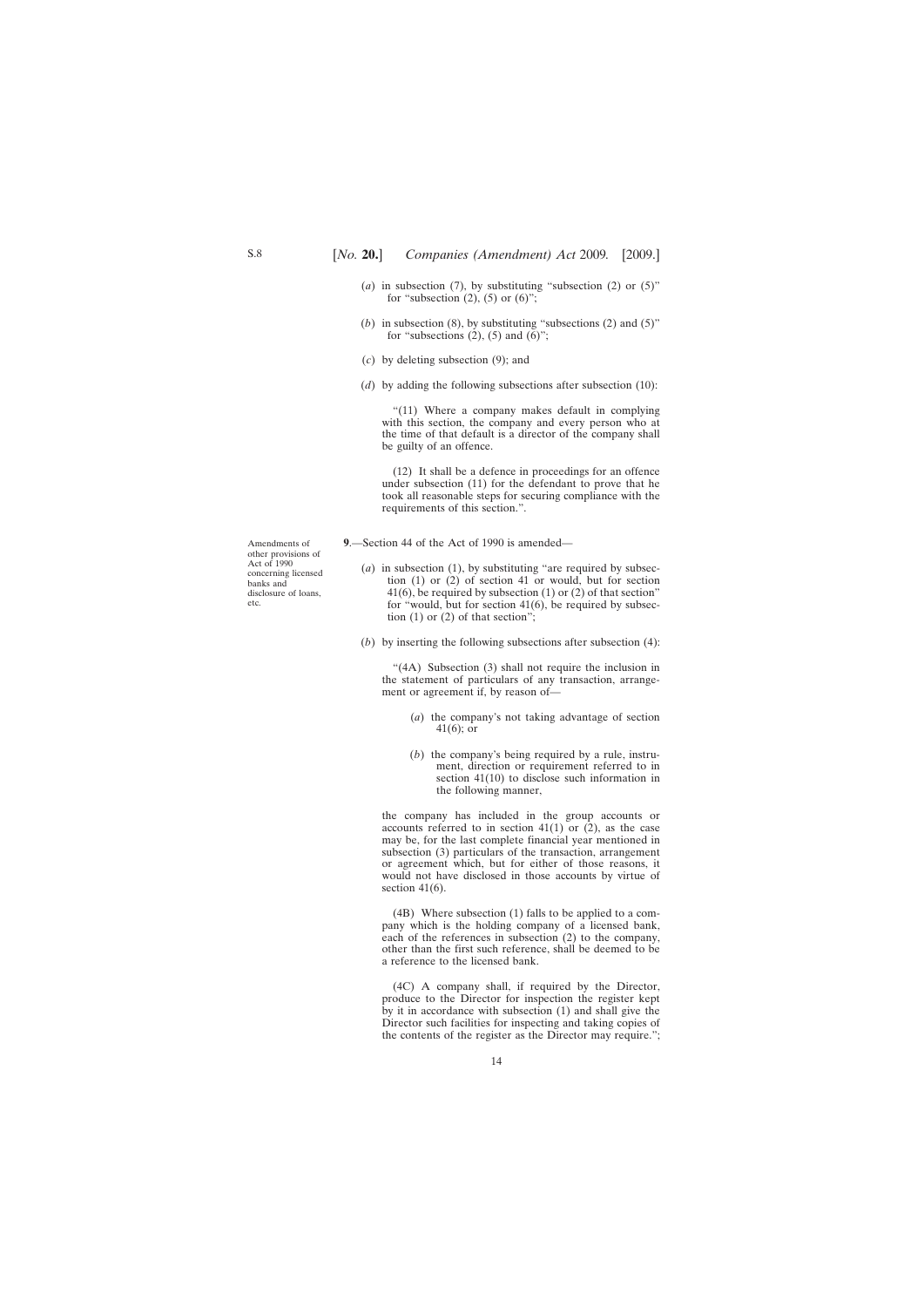(*a*) in subsection (7), by substituting "subsection (2) or (5)" for "subsection (2), (5) or (6)";

(*b*) in subsection (8), by substituting "subsections (2) and (5)" for "subsections (2), (5) and (6)";

(*c*) by deleting subsection (9); and

(*d*) by adding the following subsections after subsection (10):

> "(11) Where a company makes default in complying with this section, the company and every person who at the time of that default is a director of the company shall be guilty of an offence.
>
> (12) It shall be a defence in proceedings for an offence under subsection (11) for the defendant to prove that he took all reasonable steps for securing compliance with the requirements of this section.".

Amendments of other provisions of Act of 1990 concerning licensed banks and disclosure of loans, etc.

**9**.—Section 44 of the Act of 1990 is amended—

(*a*) in subsection (1), by substituting "are required by subsection (1) or (2) of section 41 or would, but for section 41(6), be required by subsection (1) or (2) of that section" for "would, but for section 41(6), be required by subsection (1) or (2) of that section";

(*b*) by inserting the following subsections after subsection (4):

> "(4A) Subsection (3) shall not require the inclusion in the statement of particulars of any transaction, arrangement or agreement if, by reason of—
>
> (*a*) the company's not taking advantage of section 41(6); or
>
> (*b*) the company's being required by a rule, instrument, direction or requirement referred to in section 41(10) to disclose such information in the following manner,
>
> the company has included in the group accounts or accounts referred to in section 41(1) or (2), as the case may be, for the last complete financial year mentioned in subsection (3) particulars of the transaction, arrangement or agreement which, but for either of those reasons, it would not have disclosed in those accounts by virtue of section 41(6).
>
> (4B) Where subsection (1) falls to be applied to a company which is the holding company of a licensed bank, each of the references in subsection (2) to the company, other than the first such reference, shall be deemed to be a reference to the licensed bank.
>
> (4C) A company shall, if required by the Director, produce to the Director for inspection the register kept by it in accordance with subsection (1) and shall give the Director such facilities for inspecting and taking copies of the contents of the register as the Director may require.";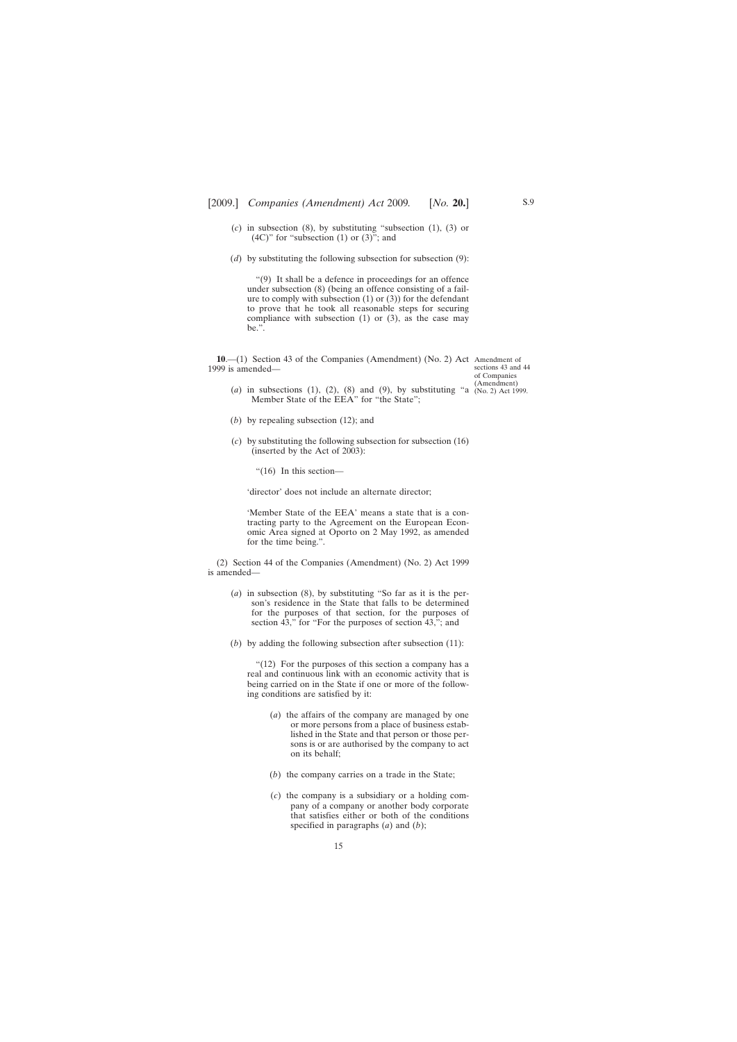(*c*) in subsection (8), by substituting "subsection (1), (3) or (4C)" for "subsection (1) or (3)"; and

(*d*) by substituting the following subsection for subsection (9):

> "(9) It shall be a defence in proceedings for an offence under subsection (8) (being an offence consisting of a failure to comply with subsection (1) or (3)) for the defendant to prove that he took all reasonable steps for securing compliance with subsection (1) or (3), as the case may be.".

Amendment of sections 43 and 44 of Companies (Amendment) (No. 2) Act 1999.

**10**.—(1) Section 43 of the Companies (Amendment) (No. 2) Act 1999 is amended—

(*a*) in subsections (1), (2), (8) and (9), by substituting "a Member State of the EEA" for "the State";

(*b*) by repealing subsection (12); and

(*c*) by substituting the following subsection for subsection (16) (inserted by the Act of 2003):

> "(16) In this section—
>
> 'director' does not include an alternate director;
>
> 'Member State of the EEA' means a state that is a contracting party to the Agreement on the European Economic Area signed at Oporto on 2 May 1992, as amended for the time being.".

(2) Section 44 of the Companies (Amendment) (No. 2) Act 1999 is amended—

(*a*) in subsection (8), by substituting "So far as it is the person's residence in the State that falls to be determined for the purposes of that section, for the purposes of section 43," for "For the purposes of section 43,"; and

(*b*) by adding the following subsection after subsection (11):

> "(12) For the purposes of this section a company has a real and continuous link with an economic activity that is being carried on in the State if one or more of the following conditions are satisfied by it:
>
> (*a*) the affairs of the company are managed by one or more persons from a place of business established in the State and that person or those persons is or are authorised by the company to act on its behalf;
>
> (*b*) the company carries on a trade in the State;
>
> (*c*) the company is a subsidiary or a holding company of a company or another body corporate that satisfies either or both of the conditions specified in paragraphs (*a*) and (*b*);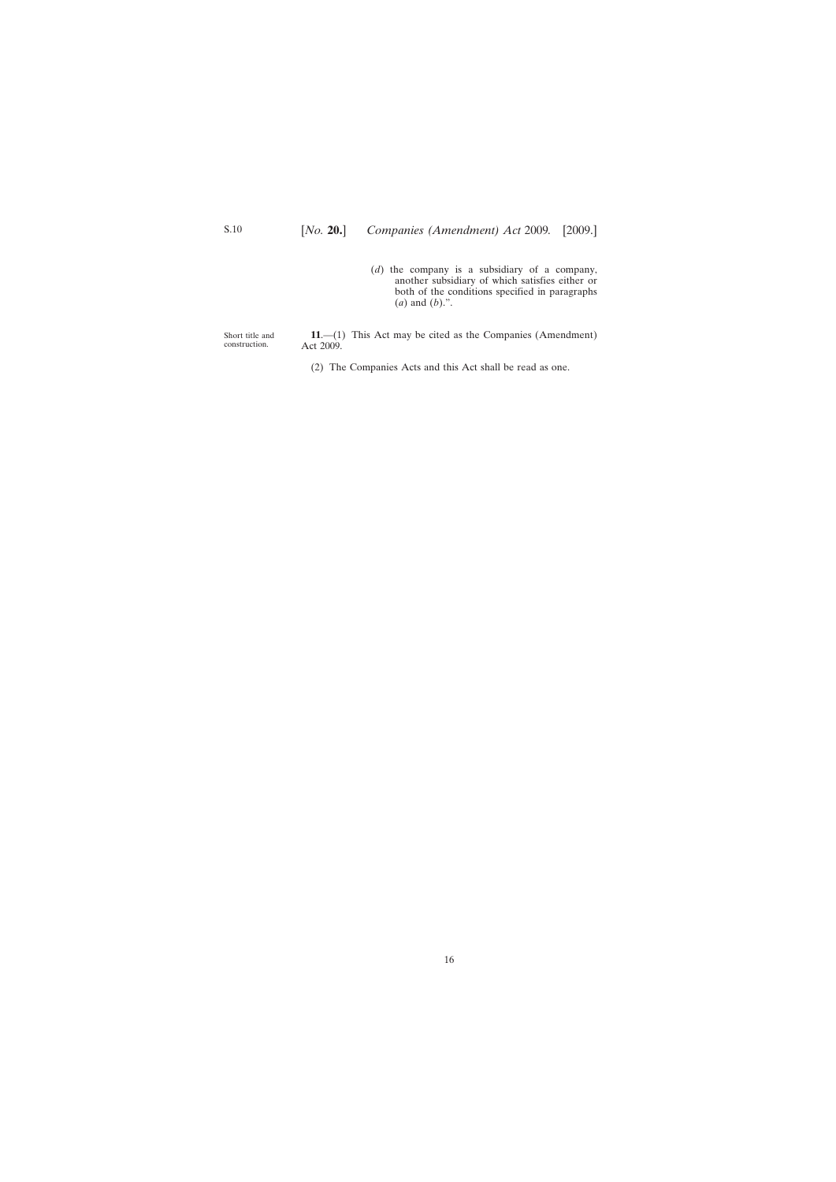(*d*) the company is a subsidiary of a company, another subsidiary of which satisfies either or both of the conditions specified in paragraphs (*a*) and (*b*).".

Short title and construction.

**11**.—(1) This Act may be cited as the Companies (Amendment) Act 2009.

(2) The Companies Acts and this Act shall be read as one.